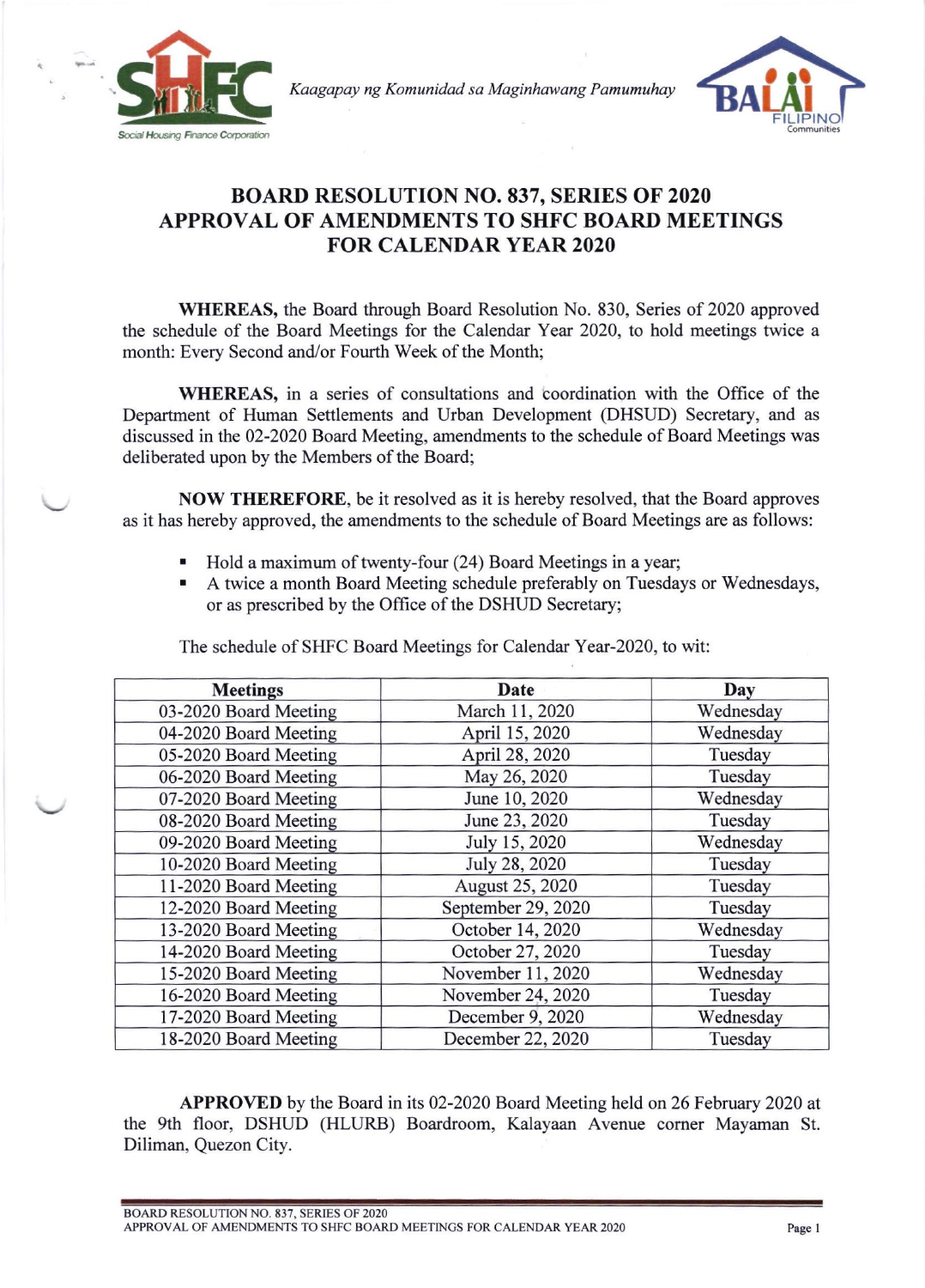*Kaagapay ng Komunidad sa Maginhawang Pamumuhay*

# BOARD RESOLUTION NO. 837, SERIES OF 2020
# APPROVAL OF AMENDMENTS TO SHFC BOARD MEETINGS FOR CALENDAR YEAR 2020

**WHEREAS,** the Board through Board Resolution No. 830, Series of 2020 approved the schedule of the Board Meetings for the Calendar Year 2020, to hold meetings twice a month: Every Second and/or Fourth Week of the Month;

**WHEREAS,** in a series of consultations and coordination with the Office of the Department of Human Settlements and Urban Development (DHSUD) Secretary, and as discussed in the 02-2020 Board Meeting, amendments to the schedule of Board Meetings was deliberated upon by the Members of the Board;

**NOW THEREFORE**, be it resolved as it is hereby resolved, that the Board approves as it has hereby approved, the amendments to the schedule of Board Meetings are as follows:

- Hold a maximum of twenty-four (24) Board Meetings in a year;
- A twice a month Board Meeting schedule preferably on Tuesdays or Wednesdays, or as prescribed by the Office of the DSHUD Secretary;

The schedule of SHFC Board Meetings for Calendar Year-2020, to wit:

| Meetings | Date | Day |
|---|---|---|
| 03-2020 Board Meeting | March 11, 2020 | Wednesday |
| 04-2020 Board Meeting | April 15, 2020 | Wednesday |
| 05-2020 Board Meeting | April 28, 2020 | Tuesday |
| 06-2020 Board Meeting | May 26, 2020 | Tuesday |
| 07-2020 Board Meeting | June 10, 2020 | Wednesday |
| 08-2020 Board Meeting | June 23, 2020 | Tuesday |
| 09-2020 Board Meeting | July 15, 2020 | Wednesday |
| 10-2020 Board Meeting | July 28, 2020 | Tuesday |
| 11-2020 Board Meeting | August 25, 2020 | Tuesday |
| 12-2020 Board Meeting | September 29, 2020 | Tuesday |
| 13-2020 Board Meeting | October 14, 2020 | Wednesday |
| 14-2020 Board Meeting | October 27, 2020 | Tuesday |
| 15-2020 Board Meeting | November 11, 2020 | Wednesday |
| 16-2020 Board Meeting | November 24, 2020 | Tuesday |
| 17-2020 Board Meeting | December 9, 2020 | Wednesday |
| 18-2020 Board Meeting | December 22, 2020 | Tuesday |

**APPROVED** by the Board in its 02-2020 Board Meeting held on 26 February 2020 at the 9th floor, DSHUD (HLURB) Boardroom, Kalayaan Avenue corner Mayaman St. Diliman, Quezon City.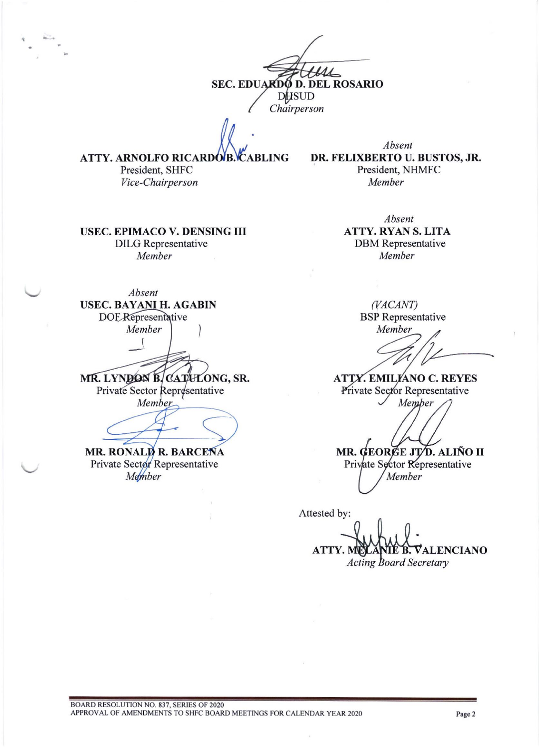**SEC. EDUARDO D. DEL ROSARIO**
DHSUD
*Chairperson*

**ATTY. ARNOLFO RICARDO B. CABLING**
President, SHFC
*Vice-Chairperson*

*Absent*
**DR. FELIXBERTO U. BUSTOS, JR.**
President, NHMFC
*Member*

**USEC. EPIMACO V. DENSING III**
DILG Representative
*Member*

*Absent*
**ATTY. RYAN S. LITA**
DBM Representative
*Member*

*Absent*
**USEC. BAYANI H. AGABIN**
DOF Representative
*Member*

*(VACANT)*
BSP Representative
*Member*

**MR. LYNDON B. CATULONG, SR.**
Private Sector Representative
*Member*

**ATTY. EMILIANO C. REYES**
Private Sector Representative
*Member*

**MR. RONALD R. BARCENA**
Private Sector Representative
*Member*

**MR. GEORGE JT D. ALIÑO II**
Private Sector Representative
*Member*

Attested by:

**ATTY. MELANIE B. VALENCIANO**
*Acting Board Secretary*

BOARD RESOLUTION NO. 837, SERIES OF 2020
APPROVAL OF AMENDMENTS TO SHFC BOARD MEETINGS FOR CALENDAR YEAR 2020